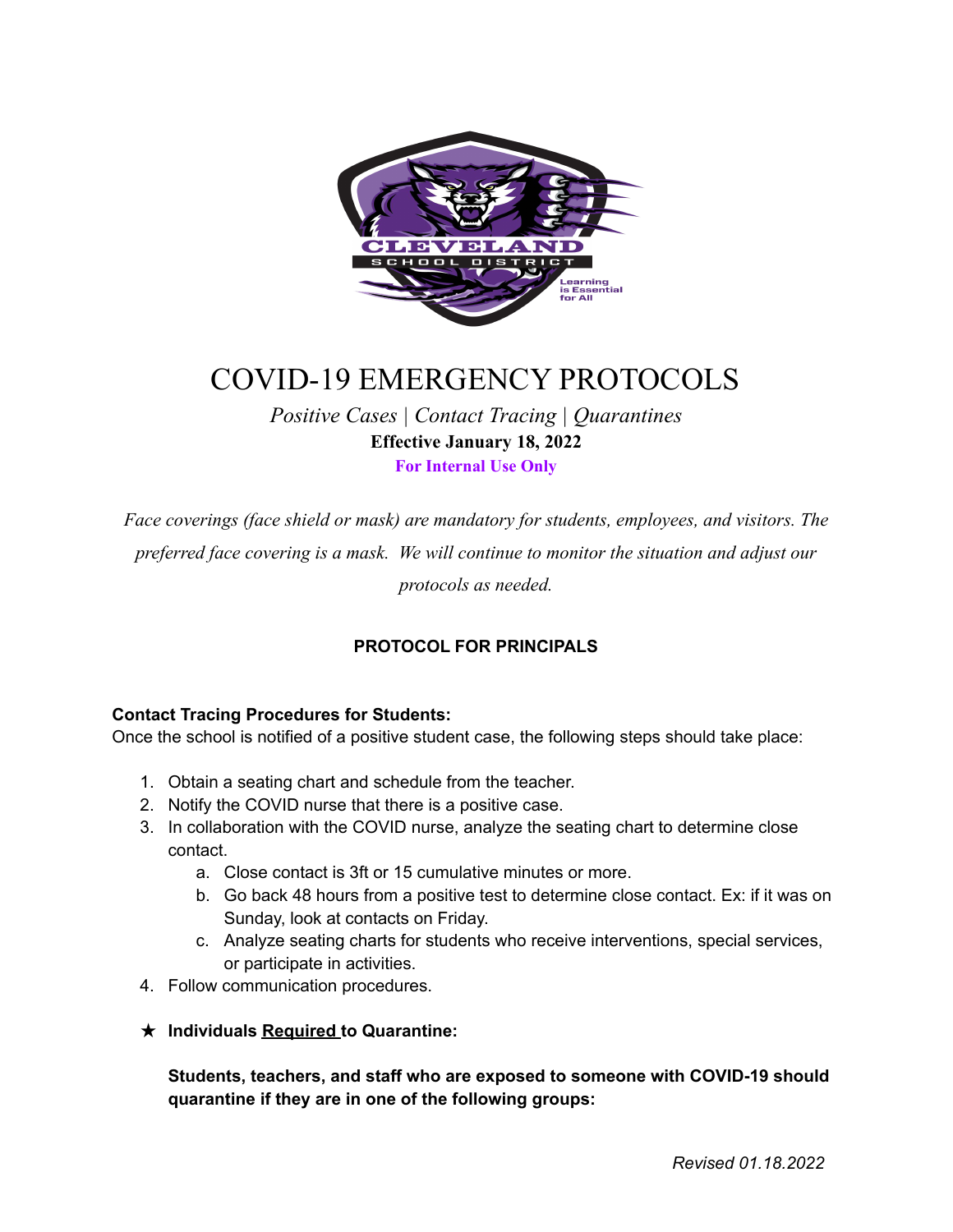# COVID-19 EMERGENCY PROTOCOLS

*Positive Cases | Contact Tracing | Quarantines*

**Effective January 18, 2022**

**For Internal Use Only**

*Face coverings (face shield or mask) are mandatory for students, employees, and visitors. The preferred face covering is a mask. We will continue to monitor the situation and adjust our protocols as needed.*

## PROTOCOL FOR PRINCIPALS

**Contact Tracing Procedures for Students:**

Once the school is notified of a positive student case, the following steps should take place:

1. Obtain a seating chart and schedule from the teacher.
2. Notify the COVID nurse that there is a positive case.
3. In collaboration with the COVID nurse, analyze the seating chart to determine close contact.
   a. Close contact is 3ft or 15 cumulative minutes or more.
   b. Go back 48 hours from a positive test to determine close contact. Ex: if it was on Sunday, look at contacts on Friday.
   c. Analyze seating charts for students who receive interventions, special services, or participate in activities.
4. Follow communication procedures.

★ **Individuals Required to Quarantine:**

**Students, teachers, and staff who are exposed to someone with COVID-19 should quarantine if they are in one of the following groups:**

*Revised 01.18.2022*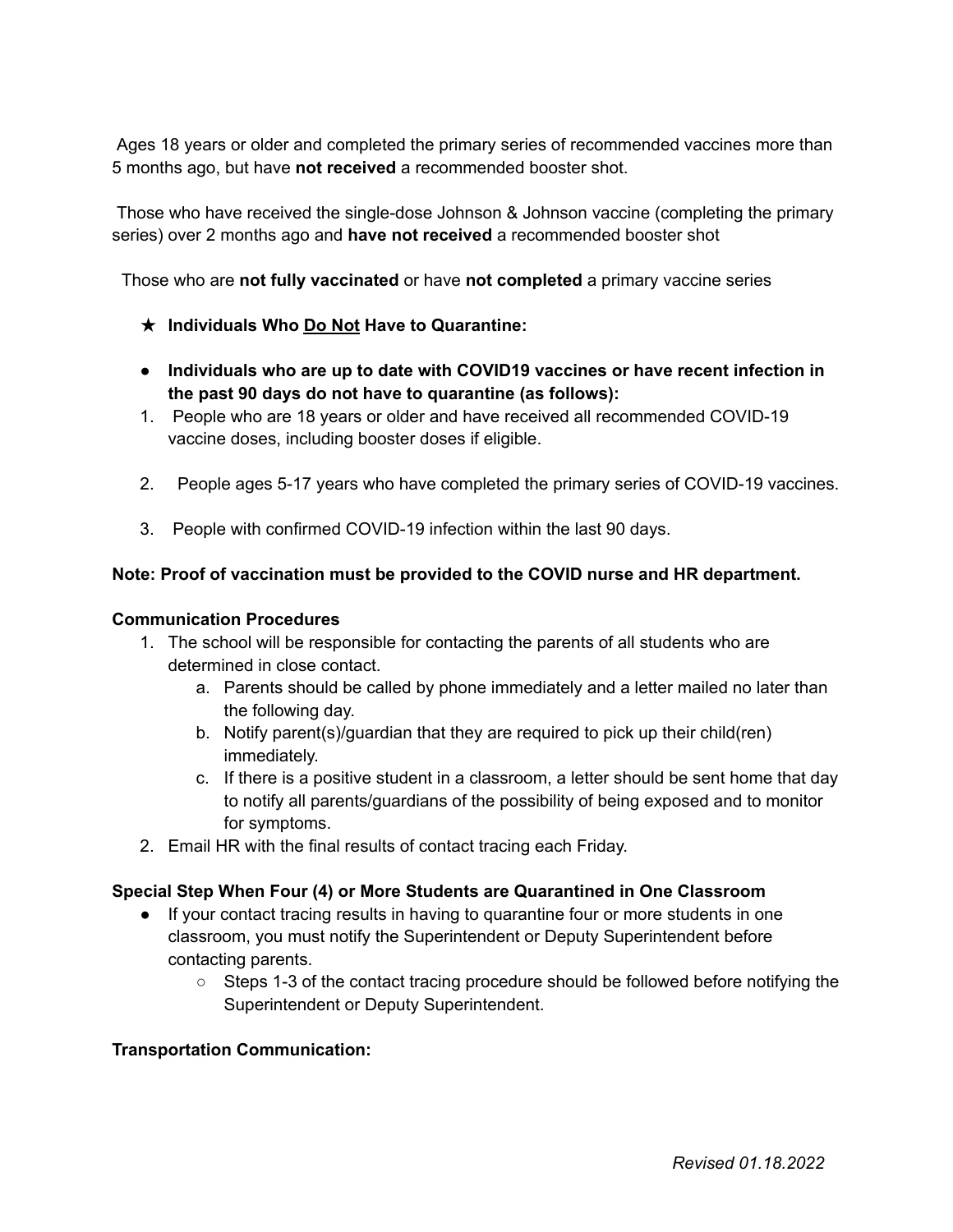Ages 18 years or older and completed the primary series of recommended vaccines more than 5 months ago, but have **not received** a recommended booster shot.

Those who have received the single-dose Johnson & Johnson vaccine (completing the primary series) over 2 months ago and **have not received** a recommended booster shot

Those who are **not fully vaccinated** or have **not completed** a primary vaccine series

★ **Individuals Who <u>Do Not</u> Have to Quarantine:**

- **Individuals who are up to date with COVID19 vaccines or have recent infection in the past 90 days do not have to quarantine (as follows):**

1. People who are 18 years or older and have received all recommended COVID-19 vaccine doses, including booster doses if eligible.
2. People ages 5-17 years who have completed the primary series of COVID-19 vaccines.
3. People with confirmed COVID-19 infection within the last 90 days.

**Note: Proof of vaccination must be provided to the COVID nurse and HR department.**

**Communication Procedures**

1. The school will be responsible for contacting the parents of all students who are determined in close contact.
    a. Parents should be called by phone immediately and a letter mailed no later than the following day.
    b. Notify parent(s)/guardian that they are required to pick up their child(ren) immediately.
    c. If there is a positive student in a classroom, a letter should be sent home that day to notify all parents/guardians of the possibility of being exposed and to monitor for symptoms.
2. Email HR with the final results of contact tracing each Friday.

**Special Step When Four (4) or More Students are Quarantined in One Classroom**

- If your contact tracing results in having to quarantine four or more students in one classroom, you must notify the Superintendent or Deputy Superintendent before contacting parents.
    - Steps 1-3 of the contact tracing procedure should be followed before notifying the Superintendent or Deputy Superintendent.

**Transportation Communication:**

*Revised 01.18.2022*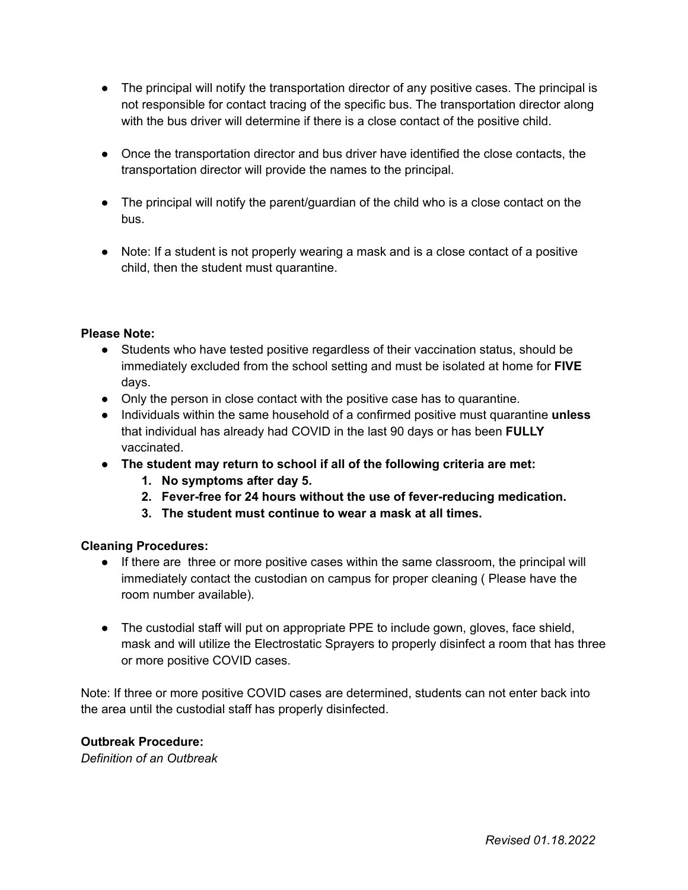- The principal will notify the transportation director of any positive cases. The principal is not responsible for contact tracing of the specific bus. The transportation director along with the bus driver will determine if there is a close contact of the positive child.

- Once the transportation director and bus driver have identified the close contacts, the transportation director will provide the names to the principal.

- The principal will notify the parent/guardian of the child who is a close contact on the bus.

- Note: If a student is not properly wearing a mask and is a close contact of a positive child, then the student must quarantine.

**Please Note:**

- Students who have tested positive regardless of their vaccination status, should be immediately excluded from the school setting and must be isolated at home for **FIVE** days.
- Only the person in close contact with the positive case has to quarantine.
- Individuals within the same household of a confirmed positive must quarantine **unless** that individual has already had COVID in the last 90 days or has been **FULLY** vaccinated.
- **The student may return to school if all of the following criteria are met:**
    1. **No symptoms after day 5.**
    2. **Fever-free for 24 hours without the use of fever-reducing medication.**
    3. **The student must continue to wear a mask at all times.**

**Cleaning Procedures:**

- If there are three or more positive cases within the same classroom, the principal will immediately contact the custodian on campus for proper cleaning ( Please have the room number available).

- The custodial staff will put on appropriate PPE to include gown, gloves, face shield, mask and will utilize the Electrostatic Sprayers to properly disinfect a room that has three or more positive COVID cases.

Note: If three or more positive COVID cases are determined, students can not enter back into the area until the custodial staff has properly disinfected.

**Outbreak Procedure:**

*Definition of an Outbreak*

*Revised 01.18.2022*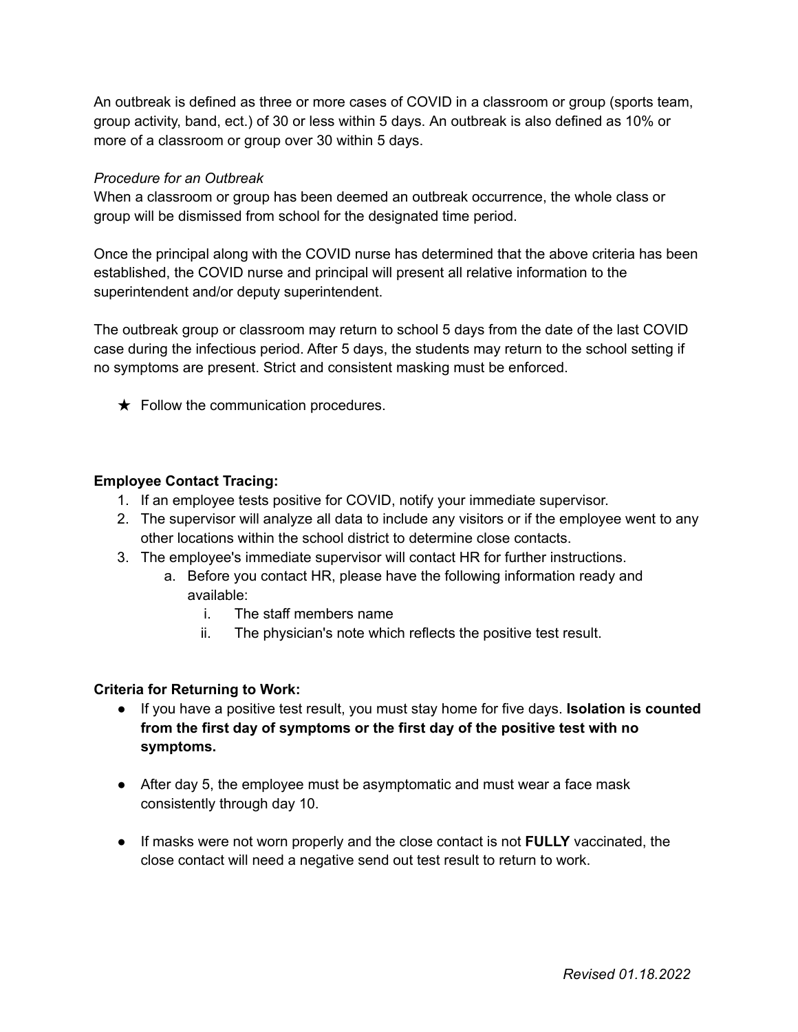An outbreak is defined as three or more cases of COVID in a classroom or group (sports team, group activity, band, ect.) of 30 or less within 5 days. An outbreak is also defined as 10% or more of a classroom or group over 30 within 5 days.

*Procedure for an Outbreak*

When a classroom or group has been deemed an outbreak occurrence, the whole class or group will be dismissed from school for the designated time period.

Once the principal along with the COVID nurse has determined that the above criteria has been established, the COVID nurse and principal will present all relative information to the superintendent and/or deputy superintendent.

The outbreak group or classroom may return to school 5 days from the date of the last COVID case during the infectious period. After 5 days, the students may return to the school setting if no symptoms are present. Strict and consistent masking must be enforced.

★ Follow the communication procedures.

**Employee Contact Tracing:**

1. If an employee tests positive for COVID, notify your immediate supervisor.
2. The supervisor will analyze all data to include any visitors or if the employee went to any other locations within the school district to determine close contacts.
3. The employee's immediate supervisor will contact HR for further instructions.
   a. Before you contact HR, please have the following information ready and available:
      i. The staff members name
      ii. The physician's note which reflects the positive test result.

**Criteria for Returning to Work:**

- If you have a positive test result, you must stay home for five days. **Isolation is counted from the first day of symptoms or the first day of the positive test with no symptoms.**
- After day 5, the employee must be asymptomatic and must wear a face mask consistently through day 10.
- If masks were not worn properly and the close contact is not **FULLY** vaccinated, the close contact will need a negative send out test result to return to work.

*Revised 01.18.2022*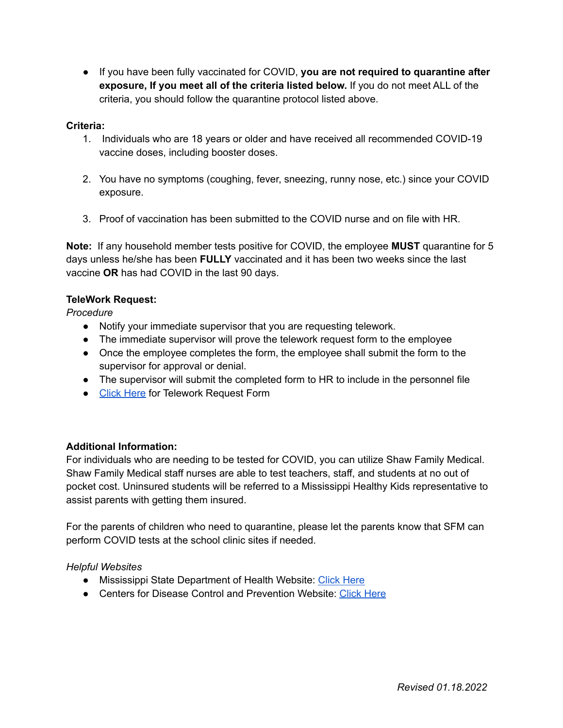- If you have been fully vaccinated for COVID, **you are not required to quarantine after exposure, If you meet all of the criteria listed below.** If you do not meet ALL of the criteria, you should follow the quarantine protocol listed above.

**Criteria:**

1. Individuals who are 18 years or older and have received all recommended COVID-19 vaccine doses, including booster doses.

2. You have no symptoms (coughing, fever, sneezing, runny nose, etc.) since your COVID exposure.

3. Proof of vaccination has been submitted to the COVID nurse and on file with HR.

**Note:** If any household member tests positive for COVID, the employee **MUST** quarantine for 5 days unless he/she has been **FULLY** vaccinated and it has been two weeks since the last vaccine **OR** has had COVID in the last 90 days.

**TeleWork Request:**

*Procedure*

- Notify your immediate supervisor that you are requesting telework.
- The immediate supervisor will prove the telework request form to the employee
- Once the employee completes the form, the employee shall submit the form to the supervisor for approval or denial.
- The supervisor will submit the completed form to HR to include in the personnel file
- Click Here for Telework Request Form

**Additional Information:**

For individuals who are needing to be tested for COVID, you can utilize Shaw Family Medical. Shaw Family Medical staff nurses are able to test teachers, staff, and students at no out of pocket cost. Uninsured students will be referred to a Mississippi Healthy Kids representative to assist parents with getting them insured.

For the parents of children who need to quarantine, please let the parents know that SFM can perform COVID tests at the school clinic sites if needed.

*Helpful Websites*

- Mississippi State Department of Health Website: Click Here
- Centers for Disease Control and Prevention Website: Click Here

*Revised 01.18.2022*